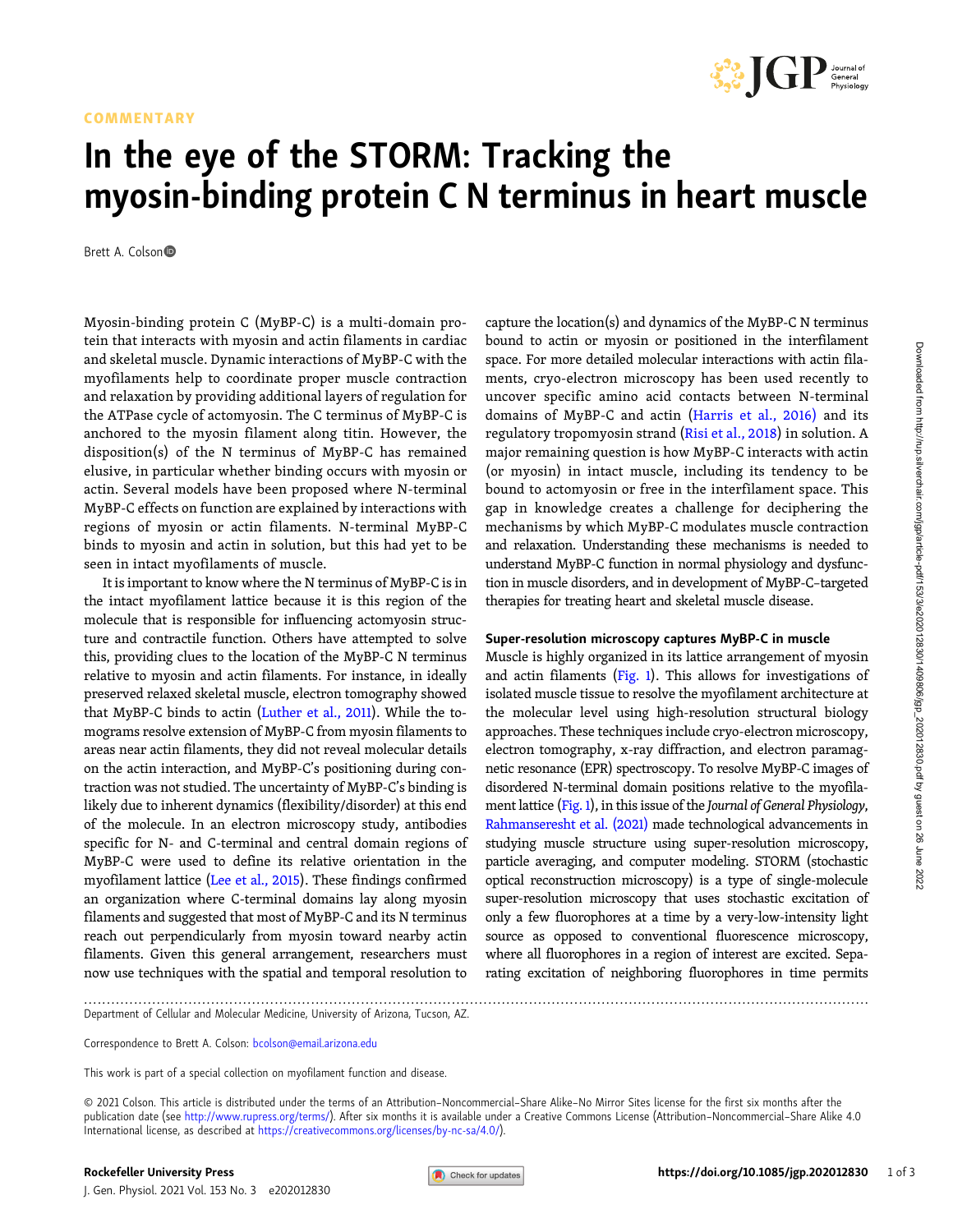COMMENTARY

# In the eye of the STORM: Tracking the myosin-binding protein C N terminus in heart muscle

Brett A. Colson

Myosin-binding protein C (MyBP-C) is a multi-domain protein that interacts with myosin and actin filaments in cardiac and skeletal muscle. Dynamic interactions of MyBP-C with the myofilaments help to coordinate proper muscle contraction and relaxation by providing additional layers of regulation for the ATPase cycle of actomyosin. The C terminus of MyBP-C is anchored to the myosin filament along titin. However, the disposition(s) of the N terminus of MyBP-C has remained elusive, in particular whether binding occurs with myosin or actin. Several models have been proposed where N-terminal MyBP-C effects on function are explained by interactions with regions of myosin or actin filaments. N-terminal MyBP-C binds to myosin and actin in solution, but this had yet to be seen in intact myofilaments of muscle.

It is important to know where the N terminus of MyBP-C is in the intact myofilament lattice because it is this region of the molecule that is responsible for influencing actomyosin structure and contractile function. Others have attempted to solve this, providing clues to the location of the MyBP-C N terminus relative to myosin and actin filaments. For instance, in ideally preserved relaxed skeletal muscle, electron tomography showed that MyBP-C binds to actin (Luther et al., 2011). While the tomograms resolve extension of MyBP-C from myosin filaments to areas near actin filaments, they did not reveal molecular details on the actin interaction, and MyBP-C's positioning during contraction was not studied. The uncertainty of MyBP-C's binding is likely due to inherent dynamics (flexibility/disorder) at this end of the molecule. In an electron microscopy study, antibodies specific for N- and C-terminal and central domain regions of MyBP-C were used to define its relative orientation in the myofilament lattice (Lee et al., 2015). These findings confirmed an organization where C-terminal domains lay along myosin filaments and suggested that most of MyBP-C and its N terminus reach out perpendicularly from myosin toward nearby actin filaments. Given this general arrangement, researchers must now use techniques with the spatial and temporal resolution to capture the location(s) and dynamics of the MyBP-C N terminus bound to actin or myosin or positioned in the interfilament space. For more detailed molecular interactions with actin filaments, cryo-electron microscopy has been used recently to uncover specific amino acid contacts between N-terminal domains of MyBP-C and actin (Harris et al., 2016) and its regulatory tropomyosin strand (Risi et al., 2018) in solution. A major remaining question is how MyBP-C interacts with actin (or myosin) in intact muscle, including its tendency to be bound to actomyosin or free in the interfilament space. This gap in knowledge creates a challenge for deciphering the mechanisms by which MyBP-C modulates muscle contraction and relaxation. Understanding these mechanisms is needed to understand MyBP-C function in normal physiology and dysfunction in muscle disorders, and in development of MyBP-C–targeted therapies for treating heart and skeletal muscle disease.

## Super-resolution microscopy captures MyBP-C in muscle

Muscle is highly organized in its lattice arrangement of myosin and actin filaments (Fig. 1). This allows for investigations of isolated muscle tissue to resolve the myofilament architecture at the molecular level using high-resolution structural biology approaches. These techniques include cryo-electron microscopy, electron tomography, x-ray diffraction, and electron paramagnetic resonance (EPR) spectroscopy. To resolve MyBP-C images of disordered N-terminal domain positions relative to the myofilament lattice (Fig. 1), in this issue of the *Journal of General Physiology*, Rahmanseresht et al. (2021) made technological advancements in studying muscle structure using super-resolution microscopy, particle averaging, and computer modeling. STORM (stochastic optical reconstruction microscopy) is a type of single-molecule super-resolution microscopy that uses stochastic excitation of only a few fluorophores at a time by a very-low-intensity light source as opposed to conventional fluorescence microscopy, where all fluorophores in a region of interest are excited. Separating excitation of neighboring fluorophores in time permits

Department of Cellular and Molecular Medicine, University of Arizona, Tucson, AZ.

Correspondence to Brett A. Colson: bcolson@email.arizona.edu

This work is part of a special collection on myofilament function and disease.

© 2021 Colson. This article is distributed under the terms of an Attribution–Noncommercial–Share Alike–No Mirror Sites license for the first six months after the publication date (see http://www.rupress.org/terms/). After six months it is available under a Creative Commons License (Attribution–Noncommercial–Share Alike 4.0 International license, as described at https://creativecommons.org/licenses/by-nc-sa/4.0/).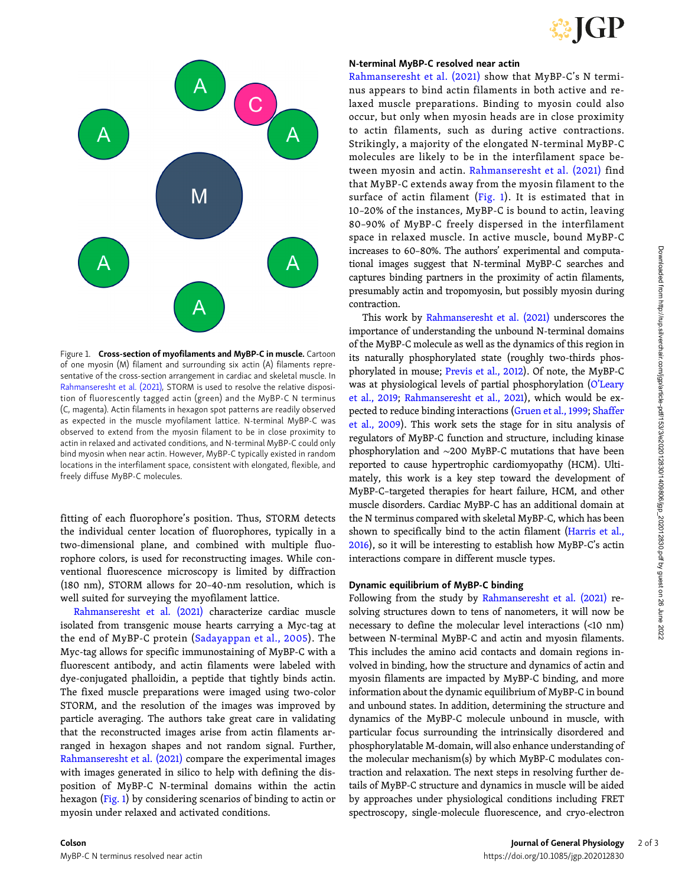Figure 1. **Cross-section of myofilaments and MyBP-C in muscle.** Cartoon of one myosin (M) filament and surrounding six actin (A) filaments representative of the cross-section arrangement in cardiac and skeletal muscle. In Rahmanseresht et al. (2021), STORM is used to resolve the relative disposition of fluorescently tagged actin (green) and the MyBP-C N terminus (C, magenta). Actin filaments in hexagon spot patterns are readily observed as expected in the muscle myofilament lattice. N-terminal MyBP-C was observed to extend from the myosin filament to be in close proximity to actin in relaxed and activated conditions, and N-terminal MyBP-C could only bind myosin when near actin. However, MyBP-C typically existed in random locations in the interfilament space, consistent with elongated, flexible, and freely diffuse MyBP-C molecules.

fitting of each fluorophore's position. Thus, STORM detects the individual center location of fluorophores, typically in a two-dimensional plane, and combined with multiple fluorophore colors, is used for reconstructing images. While conventional fluorescence microscopy is limited by diffraction (180 nm), STORM allows for 20–40-nm resolution, which is well suited for surveying the myofilament lattice.

Rahmanseresht et al. (2021) characterize cardiac muscle isolated from transgenic mouse hearts carrying a Myc-tag at the end of MyBP-C protein (Sadayappan et al., 2005). The Myc-tag allows for specific immunostaining of MyBP-C with a fluorescent antibody, and actin filaments were labeled with dye-conjugated phalloidin, a peptide that tightly binds actin. The fixed muscle preparations were imaged using two-color STORM, and the resolution of the images was improved by particle averaging. The authors take great care in validating that the reconstructed images arise from actin filaments arranged in hexagon shapes and not random signal. Further, Rahmanseresht et al. (2021) compare the experimental images with images generated in silico to help with defining the disposition of MyBP-C N-terminal domains within the actin hexagon (Fig. 1) by considering scenarios of binding to actin or myosin under relaxed and activated conditions.

## N-terminal MyBP-C resolved near actin

Rahmanseresht et al. (2021) show that MyBP-C's N terminus appears to bind actin filaments in both active and relaxed muscle preparations. Binding to myosin could also occur, but only when myosin heads are in close proximity to actin filaments, such as during active contractions. Strikingly, a majority of the elongated N-terminal MyBP-C molecules are likely to be in the interfilament space between myosin and actin. Rahmanseresht et al. (2021) find that MyBP-C extends away from the myosin filament to the surface of actin filament (Fig. 1). It is estimated that in 10–20% of the instances, MyBP-C is bound to actin, leaving 80–90% of MyBP-C freely dispersed in the interfilament space in relaxed muscle. In active muscle, bound MyBP-C increases to 60–80%. The authors' experimental and computational images suggest that N-terminal MyBP-C searches and captures binding partners in the proximity of actin filaments, presumably actin and tropomyosin, but possibly myosin during contraction.

This work by Rahmanseresht et al. (2021) underscores the importance of understanding the unbound N-terminal domains of the MyBP-C molecule as well as the dynamics of this region in its naturally phosphorylated state (roughly two-thirds phosphorylated in mouse; Previs et al., 2012). Of note, the MyBP-C was at physiological levels of partial phosphorylation (O'Leary et al., 2019; Rahmanseresht et al., 2021), which would be expected to reduce binding interactions (Gruen et al., 1999; Shaffer et al., 2009). This work sets the stage for in situ analysis of regulators of MyBP-C function and structure, including kinase phosphorylation and ∼200 MyBP-C mutations that have been reported to cause hypertrophic cardiomyopathy (HCM). Ultimately, this work is a key step toward the development of MyBP-C–targeted therapies for heart failure, HCM, and other muscle disorders. Cardiac MyBP-C has an additional domain at the N terminus compared with skeletal MyBP-C, which has been shown to specifically bind to the actin filament (Harris et al., 2016), so it will be interesting to establish how MyBP-C's actin interactions compare in different muscle types.

## Dynamic equilibrium of MyBP-C binding

Following from the study by Rahmanseresht et al. (2021) resolving structures down to tens of nanometers, it will now be necessary to define the molecular level interactions (<10 nm) between N-terminal MyBP-C and actin and myosin filaments. This includes the amino acid contacts and domain regions involved in binding, how the structure and dynamics of actin and myosin filaments are impacted by MyBP-C binding, and more information about the dynamic equilibrium of MyBP-C in bound and unbound states. In addition, determining the structure and dynamics of the MyBP-C molecule unbound in muscle, with particular focus surrounding the intrinsically disordered and phosphorylatable M-domain, will also enhance understanding of the molecular mechanism(s) by which MyBP-C modulates contraction and relaxation. The next steps in resolving further details of MyBP-C structure and dynamics in muscle will be aided by approaches under physiological conditions including FRET spectroscopy, single-molecule fluorescence, and cryo-electron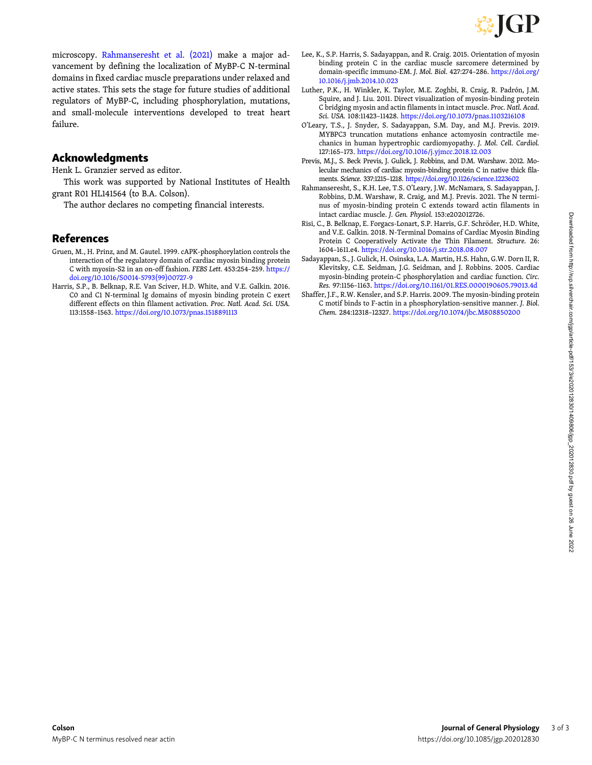microscopy. Rahmanseresht et al. (2021) make a major advancement by defining the localization of MyBP-C N-terminal domains in fixed cardiac muscle preparations under relaxed and active states. This sets the stage for future studies of additional regulators of MyBP-C, including phosphorylation, mutations, and small-molecule interventions developed to treat heart failure.

## Acknowledgments

Henk L. Granzier served as editor.

This work was supported by National Institutes of Health grant R01 HL141564 (to B.A. Colson).

The author declares no competing financial interests.

## References

Gruen, M., H. Prinz, and M. Gautel. 1999. cAPK-phosphorylation controls the interaction of the regulatory domain of cardiac myosin binding protein C with myosin-S2 in an on-off fashion. *FEBS Lett.* 453:254–259. https://doi.org/10.1016/S0014-5793(99)00727-9

Harris, S.P., B. Belknap, R.E. Van Sciver, H.D. White, and V.E. Galkin. 2016. C0 and C1 N-terminal Ig domains of myosin binding protein C exert different effects on thin filament activation. *Proc. Natl. Acad. Sci. USA.* 113:1558–1563. https://doi.org/10.1073/pnas.1518891113

Lee, K., S.P. Harris, S. Sadayappan, and R. Craig. 2015. Orientation of myosin binding protein C in the cardiac muscle sarcomere determined by domain-specific immuno-EM. *J. Mol. Biol.* 427:274–286. https://doi.org/10.1016/j.jmb.2014.10.023

Luther, P.K., H. Winkler, K. Taylor, M.E. Zoghbi, R. Craig, R. Padrón, J.M. Squire, and J. Liu. 2011. Direct visualization of myosin-binding protein C bridging myosin and actin filaments in intact muscle. *Proc. Natl. Acad. Sci. USA.* 108:11423–11428. https://doi.org/10.1073/pnas.1103216108

O'Leary, T.S., J. Snyder, S. Sadayappan, S.M. Day, and M.J. Previs. 2019. MYBPC3 truncation mutations enhance actomyosin contractile mechanics in human hypertrophic cardiomyopathy. *J. Mol. Cell. Cardiol.* 127:165–173. https://doi.org/10.1016/j.yjmcc.2018.12.003

Previs, M.J., S. Beck Previs, J. Gulick, J. Robbins, and D.M. Warshaw. 2012. Molecular mechanics of cardiac myosin-binding protein C in native thick filaments. *Science.* 337:1215–1218. https://doi.org/10.1126/science.1223602

Rahmanseresht, S., K.H. Lee, T.S. O'Leary, J.W. McNamara, S. Sadayappan, J. Robbins, D.M. Warshaw, R. Craig, and M.J. Previs. 2021. The N terminus of myosin-binding protein C extends toward actin filaments in intact cardiac muscle. *J. Gen. Physiol.* 153:e202012726.

Risi, C., B. Belknap, E. Forgacs-Lonart, S.P. Harris, G.F. Schröder, H.D. White, and V.E. Galkin. 2018. N-Terminal Domains of Cardiac Myosin Binding Protein C Cooperatively Activate the Thin Filament. *Structure.* 26: 1604–1611.e4. https://doi.org/10.1016/j.str.2018.08.007

Sadayappan, S., J. Gulick, H. Osinska, L.A. Martin, H.S. Hahn, G.W. Dorn II, R. Klevitsky, C.E. Seidman, J.G. Seidman, and J. Robbins. 2005. Cardiac myosin-binding protein-C phosphorylation and cardiac function. *Circ. Res.* 97:1156–1163. https://doi.org/10.1161/01.RES.0000190605.79013.4d

Shaffer, J.F., R.W. Kensler, and S.P. Harris. 2009. The myosin-binding protein C motif binds to F-actin in a phosphorylation-sensitive manner. *J. Biol. Chem.* 284:12318–12327. https://doi.org/10.1074/jbc.M808850200